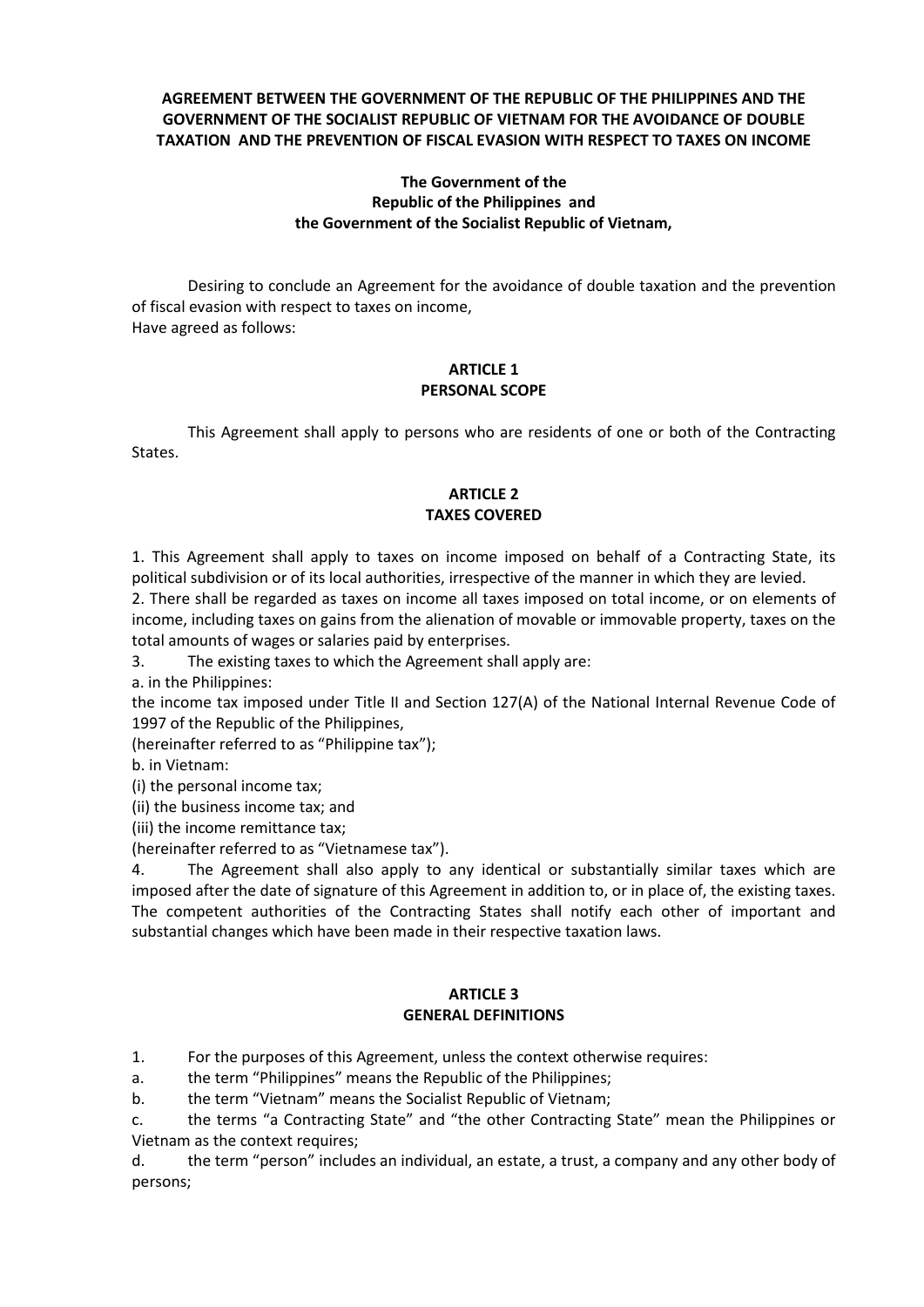**AGREEMENT BETWEEN THE GOVERNMENT OF THE REPUBLIC OF THE PHILIPPINES AND THE GOVERNMENT OF THE SOCIALIST REPUBLIC OF VIETNAM FOR THE AVOIDANCE OF DOUBLE TAXATION AND THE PREVENTION OF FISCAL EVASION WITH RESPECT TO TAXES ON INCOME**

**The Government of the Republic of the Philippines and the Government of the Socialist Republic of Vietnam,**

Desiring to conclude an Agreement for the avoidance of double taxation and the prevention of fiscal evasion with respect to taxes on income,
Have agreed as follows:

## ARTICLE 1
## PERSONAL SCOPE

This Agreement shall apply to persons who are residents of one or both of the Contracting States.

## ARTICLE 2
## TAXES COVERED

1. This Agreement shall apply to taxes on income imposed on behalf of a Contracting State, its political subdivision or of its local authorities, irrespective of the manner in which they are levied.
2. There shall be regarded as taxes on income all taxes imposed on total income, or on elements of income, including taxes on gains from the alienation of movable or immovable property, taxes on the total amounts of wages or salaries paid by enterprises.
3. The existing taxes to which the Agreement shall apply are:

a. in the Philippines:

the income tax imposed under Title II and Section 127(A) of the National Internal Revenue Code of 1997 of the Republic of the Philippines,

(hereinafter referred to as "Philippine tax");

b. in Vietnam:

(i) the personal income tax;

(ii) the business income tax; and

(iii) the income remittance tax;

(hereinafter referred to as "Vietnamese tax").

4. The Agreement shall also apply to any identical or substantially similar taxes which are imposed after the date of signature of this Agreement in addition to, or in place of, the existing taxes. The competent authorities of the Contracting States shall notify each other of important and substantial changes which have been made in their respective taxation laws.

## ARTICLE 3
## GENERAL DEFINITIONS

1. For the purposes of this Agreement, unless the context otherwise requires:

a. the term "Philippines" means the Republic of the Philippines;

b. the term "Vietnam" means the Socialist Republic of Vietnam;

c. the terms "a Contracting State" and "the other Contracting State" mean the Philippines or Vietnam as the context requires;

d. the term "person" includes an individual, an estate, a trust, a company and any other body of persons;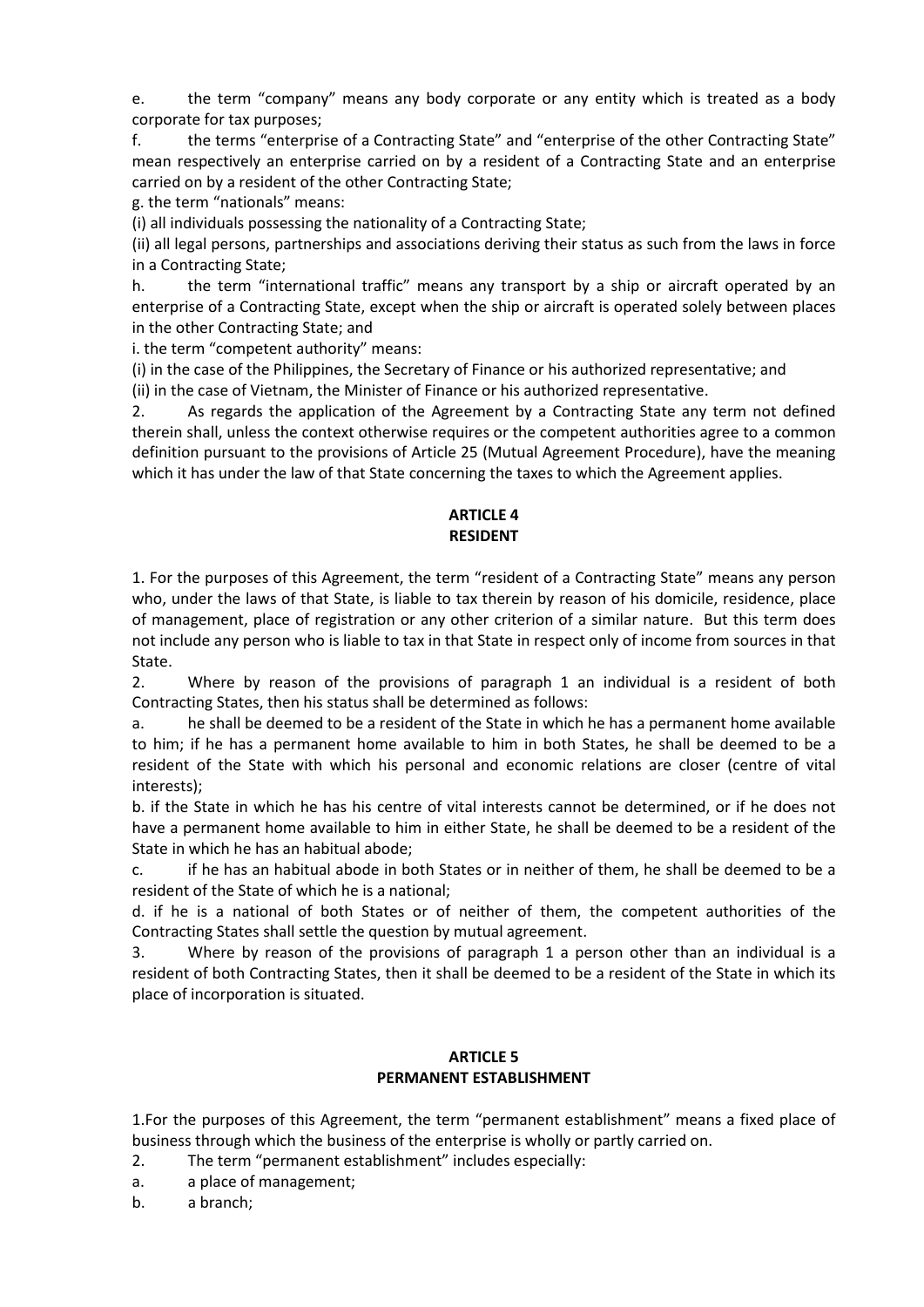e. the term "company" means any body corporate or any entity which is treated as a body corporate for tax purposes;

f. the terms "enterprise of a Contracting State" and "enterprise of the other Contracting State" mean respectively an enterprise carried on by a resident of a Contracting State and an enterprise carried on by a resident of the other Contracting State;

g. the term "nationals" means:

(i) all individuals possessing the nationality of a Contracting State;

(ii) all legal persons, partnerships and associations deriving their status as such from the laws in force in a Contracting State;

h. the term "international traffic" means any transport by a ship or aircraft operated by an enterprise of a Contracting State, except when the ship or aircraft is operated solely between places in the other Contracting State; and

i. the term "competent authority" means:

(i) in the case of the Philippines, the Secretary of Finance or his authorized representative; and

(ii) in the case of Vietnam, the Minister of Finance or his authorized representative.

2. As regards the application of the Agreement by a Contracting State any term not defined therein shall, unless the context otherwise requires or the competent authorities agree to a common definition pursuant to the provisions of Article 25 (Mutual Agreement Procedure), have the meaning which it has under the law of that State concerning the taxes to which the Agreement applies.

## ARTICLE 4
## RESIDENT

1. For the purposes of this Agreement, the term "resident of a Contracting State" means any person who, under the laws of that State, is liable to tax therein by reason of his domicile, residence, place of management, place of registration or any other criterion of a similar nature. But this term does not include any person who is liable to tax in that State in respect only of income from sources in that State.

2. Where by reason of the provisions of paragraph 1 an individual is a resident of both Contracting States, then his status shall be determined as follows:

a. he shall be deemed to be a resident of the State in which he has a permanent home available to him; if he has a permanent home available to him in both States, he shall be deemed to be a resident of the State with which his personal and economic relations are closer (centre of vital interests);

b. if the State in which he has his centre of vital interests cannot be determined, or if he does not have a permanent home available to him in either State, he shall be deemed to be a resident of the State in which he has an habitual abode;

c. if he has an habitual abode in both States or in neither of them, he shall be deemed to be a resident of the State of which he is a national;

d. if he is a national of both States or of neither of them, the competent authorities of the Contracting States shall settle the question by mutual agreement.

3. Where by reason of the provisions of paragraph 1 a person other than an individual is a resident of both Contracting States, then it shall be deemed to be a resident of the State in which its place of incorporation is situated.

## ARTICLE 5
## PERMANENT ESTABLISHMENT

1. For the purposes of this Agreement, the term "permanent establishment" means a fixed place of business through which the business of the enterprise is wholly or partly carried on.

2. The term "permanent establishment" includes especially:

a. a place of management;

b. a branch;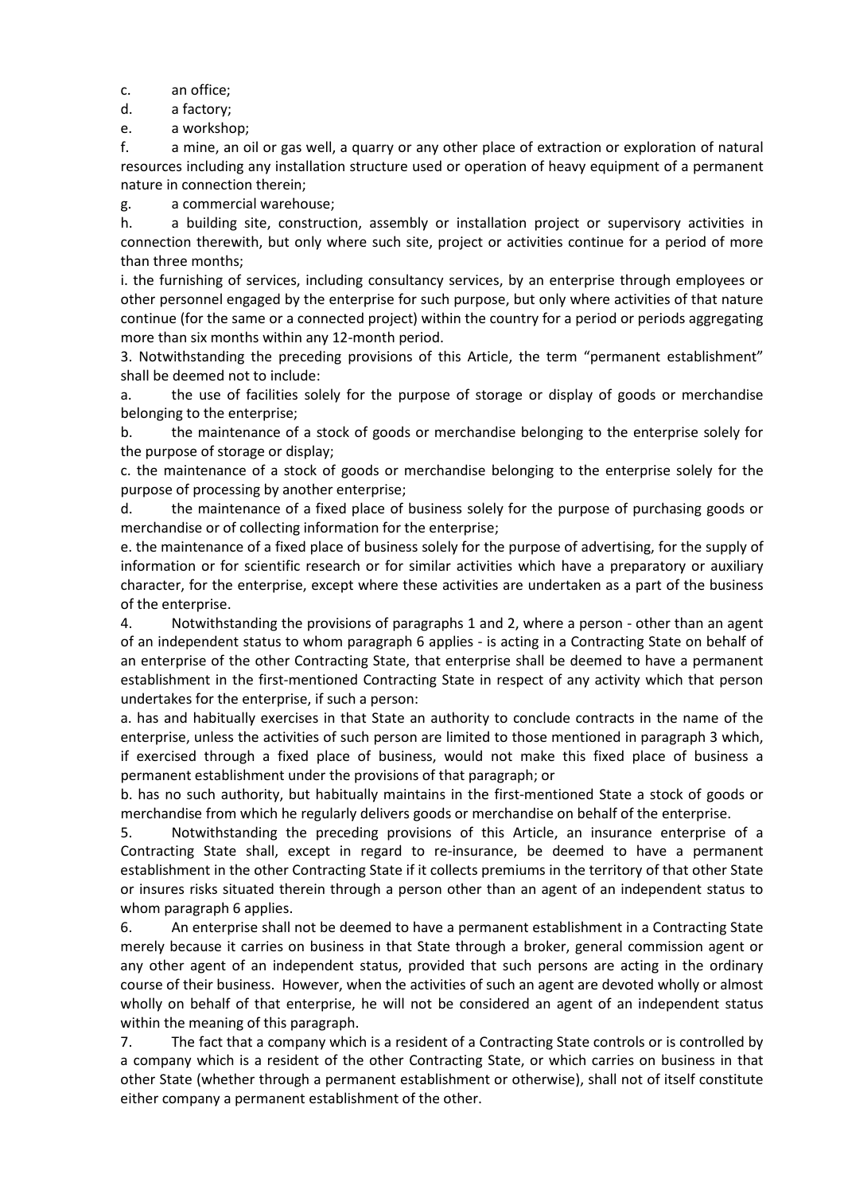c. an office;

d. a factory;

e. a workshop;

f. a mine, an oil or gas well, a quarry or any other place of extraction or exploration of natural resources including any installation structure used or operation of heavy equipment of a permanent nature in connection therein;

g. a commercial warehouse;

h. a building site, construction, assembly or installation project or supervisory activities in connection therewith, but only where such site, project or activities continue for a period of more than three months;

i. the furnishing of services, including consultancy services, by an enterprise through employees or other personnel engaged by the enterprise for such purpose, but only where activities of that nature continue (for the same or a connected project) within the country for a period or periods aggregating more than six months within any 12-month period.

3. Notwithstanding the preceding provisions of this Article, the term "permanent establishment" shall be deemed not to include:

a. the use of facilities solely for the purpose of storage or display of goods or merchandise belonging to the enterprise;

b. the maintenance of a stock of goods or merchandise belonging to the enterprise solely for the purpose of storage or display;

c. the maintenance of a stock of goods or merchandise belonging to the enterprise solely for the purpose of processing by another enterprise;

d. the maintenance of a fixed place of business solely for the purpose of purchasing goods or merchandise or of collecting information for the enterprise;

e. the maintenance of a fixed place of business solely for the purpose of advertising, for the supply of information or for scientific research or for similar activities which have a preparatory or auxiliary character, for the enterprise, except where these activities are undertaken as a part of the business of the enterprise.

4. Notwithstanding the provisions of paragraphs 1 and 2, where a person - other than an agent of an independent status to whom paragraph 6 applies - is acting in a Contracting State on behalf of an enterprise of the other Contracting State, that enterprise shall be deemed to have a permanent establishment in the first-mentioned Contracting State in respect of any activity which that person undertakes for the enterprise, if such a person:

a. has and habitually exercises in that State an authority to conclude contracts in the name of the enterprise, unless the activities of such person are limited to those mentioned in paragraph 3 which, if exercised through a fixed place of business, would not make this fixed place of business a permanent establishment under the provisions of that paragraph; or

b. has no such authority, but habitually maintains in the first-mentioned State a stock of goods or merchandise from which he regularly delivers goods or merchandise on behalf of the enterprise.

5. Notwithstanding the preceding provisions of this Article, an insurance enterprise of a Contracting State shall, except in regard to re-insurance, be deemed to have a permanent establishment in the other Contracting State if it collects premiums in the territory of that other State or insures risks situated therein through a person other than an agent of an independent status to whom paragraph 6 applies.

6. An enterprise shall not be deemed to have a permanent establishment in a Contracting State merely because it carries on business in that State through a broker, general commission agent or any other agent of an independent status, provided that such persons are acting in the ordinary course of their business. However, when the activities of such an agent are devoted wholly or almost wholly on behalf of that enterprise, he will not be considered an agent of an independent status within the meaning of this paragraph.

7. The fact that a company which is a resident of a Contracting State controls or is controlled by a company which is a resident of the other Contracting State, or which carries on business in that other State (whether through a permanent establishment or otherwise), shall not of itself constitute either company a permanent establishment of the other.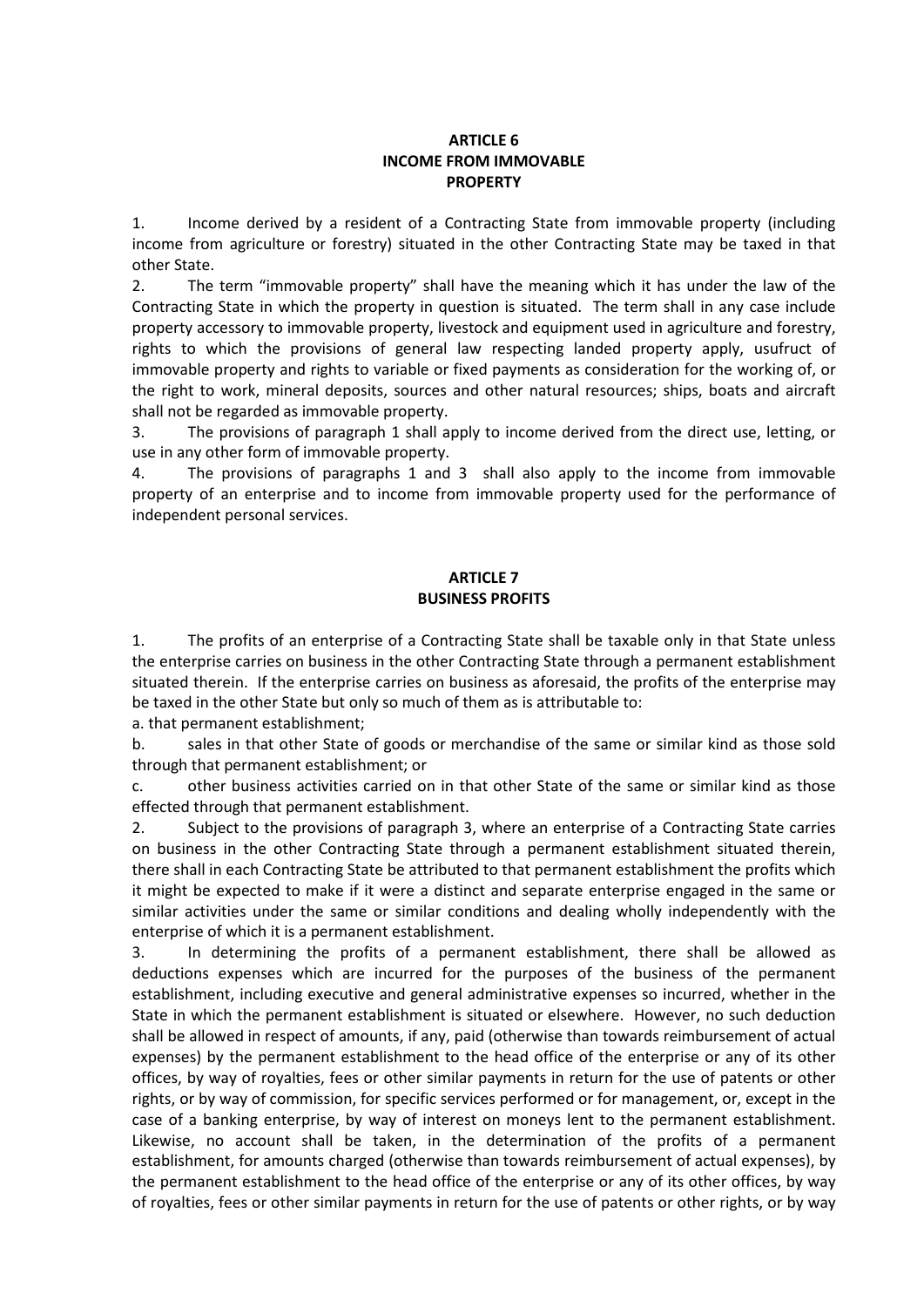## ARTICLE 6
## INCOME FROM IMMOVABLE PROPERTY

1. Income derived by a resident of a Contracting State from immovable property (including income from agriculture or forestry) situated in the other Contracting State may be taxed in that other State.
2. The term "immovable property" shall have the meaning which it has under the law of the Contracting State in which the property in question is situated. The term shall in any case include property accessory to immovable property, livestock and equipment used in agriculture and forestry, rights to which the provisions of general law respecting landed property apply, usufruct of immovable property and rights to variable or fixed payments as consideration for the working of, or the right to work, mineral deposits, sources and other natural resources; ships, boats and aircraft shall not be regarded as immovable property.
3. The provisions of paragraph 1 shall apply to income derived from the direct use, letting, or use in any other form of immovable property.
4. The provisions of paragraphs 1 and 3 shall also apply to the income from immovable property of an enterprise and to income from immovable property used for the performance of independent personal services.

## ARTICLE 7
## BUSINESS PROFITS

1. The profits of an enterprise of a Contracting State shall be taxable only in that State unless the enterprise carries on business in the other Contracting State through a permanent establishment situated therein. If the enterprise carries on business as aforesaid, the profits of the enterprise may be taxed in the other State but only so much of them as is attributable to:

a. that permanent establishment;

b. sales in that other State of goods or merchandise of the same or similar kind as those sold through that permanent establishment; or

c. other business activities carried on in that other State of the same or similar kind as those effected through that permanent establishment.

2. Subject to the provisions of paragraph 3, where an enterprise of a Contracting State carries on business in the other Contracting State through a permanent establishment situated therein, there shall in each Contracting State be attributed to that permanent establishment the profits which it might be expected to make if it were a distinct and separate enterprise engaged in the same or similar activities under the same or similar conditions and dealing wholly independently with the enterprise of which it is a permanent establishment.
3. In determining the profits of a permanent establishment, there shall be allowed as deductions expenses which are incurred for the purposes of the business of the permanent establishment, including executive and general administrative expenses so incurred, whether in the State in which the permanent establishment is situated or elsewhere. However, no such deduction shall be allowed in respect of amounts, if any, paid (otherwise than towards reimbursement of actual expenses) by the permanent establishment to the head office of the enterprise or any of its other offices, by way of royalties, fees or other similar payments in return for the use of patents or other rights, or by way of commission, for specific services performed or for management, or, except in the case of a banking enterprise, by way of interest on moneys lent to the permanent establishment. Likewise, no account shall be taken, in the determination of the profits of a permanent establishment, for amounts charged (otherwise than towards reimbursement of actual expenses), by the permanent establishment to the head office of the enterprise or any of its other offices, by way of royalties, fees or other similar payments in return for the use of patents or other rights, or by way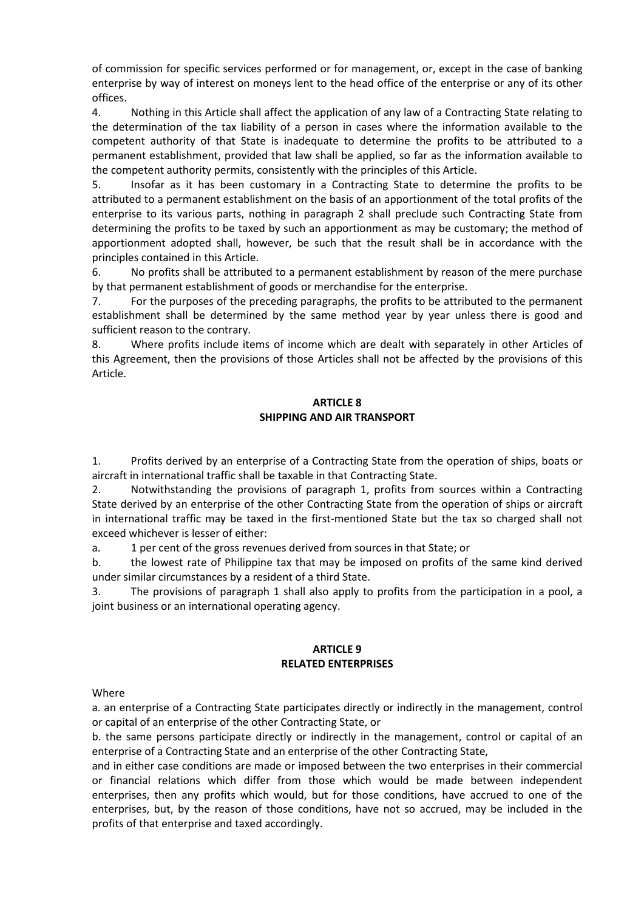of commission for specific services performed or for management, or, except in the case of banking enterprise by way of interest on moneys lent to the head office of the enterprise or any of its other offices.

4. Nothing in this Article shall affect the application of any law of a Contracting State relating to the determination of the tax liability of a person in cases where the information available to the competent authority of that State is inadequate to determine the profits to be attributed to a permanent establishment, provided that law shall be applied, so far as the information available to the competent authority permits, consistently with the principles of this Article.

5. Insofar as it has been customary in a Contracting State to determine the profits to be attributed to a permanent establishment on the basis of an apportionment of the total profits of the enterprise to its various parts, nothing in paragraph 2 shall preclude such Contracting State from determining the profits to be taxed by such an apportionment as may be customary; the method of apportionment adopted shall, however, be such that the result shall be in accordance with the principles contained in this Article.

6. No profits shall be attributed to a permanent establishment by reason of the mere purchase by that permanent establishment of goods or merchandise for the enterprise.

7. For the purposes of the preceding paragraphs, the profits to be attributed to the permanent establishment shall be determined by the same method year by year unless there is good and sufficient reason to the contrary.

8. Where profits include items of income which are dealt with separately in other Articles of this Agreement, then the provisions of those Articles shall not be affected by the provisions of this Article.

## ARTICLE 8
## SHIPPING AND AIR TRANSPORT

1. Profits derived by an enterprise of a Contracting State from the operation of ships, boats or aircraft in international traffic shall be taxable in that Contracting State.

2. Notwithstanding the provisions of paragraph 1, profits from sources within a Contracting State derived by an enterprise of the other Contracting State from the operation of ships or aircraft in international traffic may be taxed in the first-mentioned State but the tax so charged shall not exceed whichever is lesser of either:

a. 1 per cent of the gross revenues derived from sources in that State; or

b. the lowest rate of Philippine tax that may be imposed on profits of the same kind derived under similar circumstances by a resident of a third State.

3. The provisions of paragraph 1 shall also apply to profits from the participation in a pool, a joint business or an international operating agency.

## ARTICLE 9
## RELATED ENTERPRISES

Where

a. an enterprise of a Contracting State participates directly or indirectly in the management, control or capital of an enterprise of the other Contracting State, or

b. the same persons participate directly or indirectly in the management, control or capital of an enterprise of a Contracting State and an enterprise of the other Contracting State,

and in either case conditions are made or imposed between the two enterprises in their commercial or financial relations which differ from those which would be made between independent enterprises, then any profits which would, but for those conditions, have accrued to one of the enterprises, but, by the reason of those conditions, have not so accrued, may be included in the profits of that enterprise and taxed accordingly.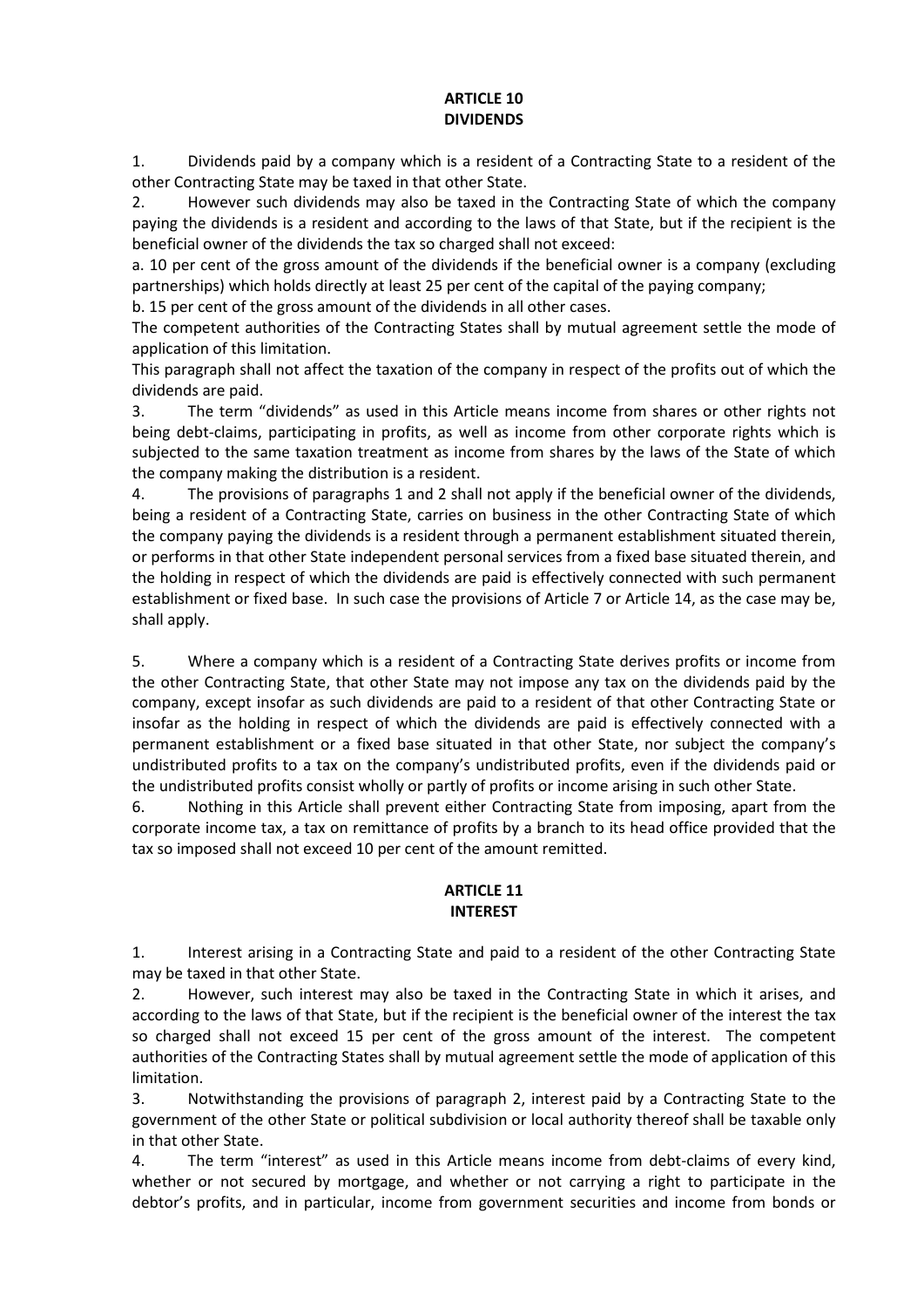## ARTICLE 10
## DIVIDENDS

1. Dividends paid by a company which is a resident of a Contracting State to a resident of the other Contracting State may be taxed in that other State.

2. However such dividends may also be taxed in the Contracting State of which the company paying the dividends is a resident and according to the laws of that State, but if the recipient is the beneficial owner of the dividends the tax so charged shall not exceed:

a. 10 per cent of the gross amount of the dividends if the beneficial owner is a company (excluding partnerships) which holds directly at least 25 per cent of the capital of the paying company;

b. 15 per cent of the gross amount of the dividends in all other cases.

The competent authorities of the Contracting States shall by mutual agreement settle the mode of application of this limitation.

This paragraph shall not affect the taxation of the company in respect of the profits out of which the dividends are paid.

3. The term "dividends" as used in this Article means income from shares or other rights not being debt-claims, participating in profits, as well as income from other corporate rights which is subjected to the same taxation treatment as income from shares by the laws of the State of which the company making the distribution is a resident.

4. The provisions of paragraphs 1 and 2 shall not apply if the beneficial owner of the dividends, being a resident of a Contracting State, carries on business in the other Contracting State of which the company paying the dividends is a resident through a permanent establishment situated therein, or performs in that other State independent personal services from a fixed base situated therein, and the holding in respect of which the dividends are paid is effectively connected with such permanent establishment or fixed base. In such case the provisions of Article 7 or Article 14, as the case may be, shall apply.

5. Where a company which is a resident of a Contracting State derives profits or income from the other Contracting State, that other State may not impose any tax on the dividends paid by the company, except insofar as such dividends are paid to a resident of that other Contracting State or insofar as the holding in respect of which the dividends are paid is effectively connected with a permanent establishment or a fixed base situated in that other State, nor subject the company's undistributed profits to a tax on the company's undistributed profits, even if the dividends paid or the undistributed profits consist wholly or partly of profits or income arising in such other State.

6. Nothing in this Article shall prevent either Contracting State from imposing, apart from the corporate income tax, a tax on remittance of profits by a branch to its head office provided that the tax so imposed shall not exceed 10 per cent of the amount remitted.

## ARTICLE 11
## INTEREST

1. Interest arising in a Contracting State and paid to a resident of the other Contracting State may be taxed in that other State.

2. However, such interest may also be taxed in the Contracting State in which it arises, and according to the laws of that State, but if the recipient is the beneficial owner of the interest the tax so charged shall not exceed 15 per cent of the gross amount of the interest. The competent authorities of the Contracting States shall by mutual agreement settle the mode of application of this limitation.

3. Notwithstanding the provisions of paragraph 2, interest paid by a Contracting State to the government of the other State or political subdivision or local authority thereof shall be taxable only in that other State.

4. The term "interest" as used in this Article means income from debt-claims of every kind, whether or not secured by mortgage, and whether or not carrying a right to participate in the debtor's profits, and in particular, income from government securities and income from bonds or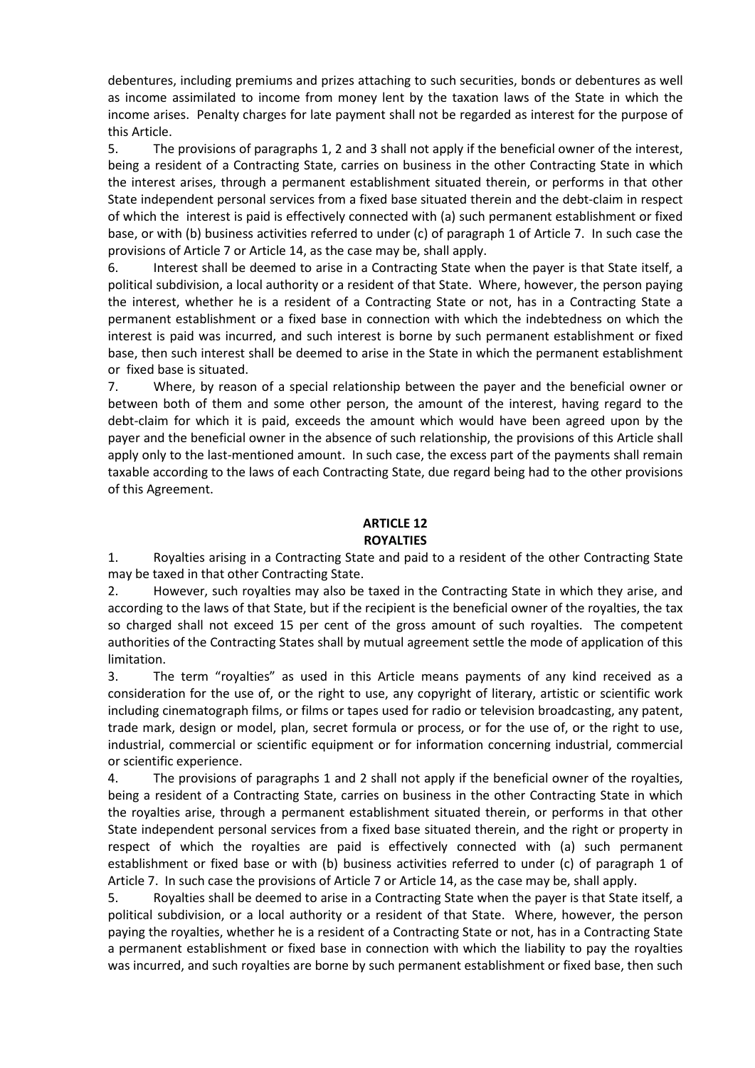debentures, including premiums and prizes attaching to such securities, bonds or debentures as well as income assimilated to income from money lent by the taxation laws of the State in which the income arises. Penalty charges for late payment shall not be regarded as interest for the purpose of this Article.

5. The provisions of paragraphs 1, 2 and 3 shall not apply if the beneficial owner of the interest, being a resident of a Contracting State, carries on business in the other Contracting State in which the interest arises, through a permanent establishment situated therein, or performs in that other State independent personal services from a fixed base situated therein and the debt-claim in respect of which the interest is paid is effectively connected with (a) such permanent establishment or fixed base, or with (b) business activities referred to under (c) of paragraph 1 of Article 7. In such case the provisions of Article 7 or Article 14, as the case may be, shall apply.

6. Interest shall be deemed to arise in a Contracting State when the payer is that State itself, a political subdivision, a local authority or a resident of that State. Where, however, the person paying the interest, whether he is a resident of a Contracting State or not, has in a Contracting State a permanent establishment or a fixed base in connection with which the indebtedness on which the interest is paid was incurred, and such interest is borne by such permanent establishment or fixed base, then such interest shall be deemed to arise in the State in which the permanent establishment or fixed base is situated.

7. Where, by reason of a special relationship between the payer and the beneficial owner or between both of them and some other person, the amount of the interest, having regard to the debt-claim for which it is paid, exceeds the amount which would have been agreed upon by the payer and the beneficial owner in the absence of such relationship, the provisions of this Article shall apply only to the last-mentioned amount. In such case, the excess part of the payments shall remain taxable according to the laws of each Contracting State, due regard being had to the other provisions of this Agreement.

## ARTICLE 12
## ROYALTIES

1. Royalties arising in a Contracting State and paid to a resident of the other Contracting State may be taxed in that other Contracting State.

2. However, such royalties may also be taxed in the Contracting State in which they arise, and according to the laws of that State, but if the recipient is the beneficial owner of the royalties, the tax so charged shall not exceed 15 per cent of the gross amount of such royalties. The competent authorities of the Contracting States shall by mutual agreement settle the mode of application of this limitation.

3. The term "royalties" as used in this Article means payments of any kind received as a consideration for the use of, or the right to use, any copyright of literary, artistic or scientific work including cinematograph films, or films or tapes used for radio or television broadcasting, any patent, trade mark, design or model, plan, secret formula or process, or for the use of, or the right to use, industrial, commercial or scientific equipment or for information concerning industrial, commercial or scientific experience.

4. The provisions of paragraphs 1 and 2 shall not apply if the beneficial owner of the royalties, being a resident of a Contracting State, carries on business in the other Contracting State in which the royalties arise, through a permanent establishment situated therein, or performs in that other State independent personal services from a fixed base situated therein, and the right or property in respect of which the royalties are paid is effectively connected with (a) such permanent establishment or fixed base or with (b) business activities referred to under (c) of paragraph 1 of Article 7. In such case the provisions of Article 7 or Article 14, as the case may be, shall apply.

5. Royalties shall be deemed to arise in a Contracting State when the payer is that State itself, a political subdivision, or a local authority or a resident of that State. Where, however, the person paying the royalties, whether he is a resident of a Contracting State or not, has in a Contracting State a permanent establishment or fixed base in connection with which the liability to pay the royalties was incurred, and such royalties are borne by such permanent establishment or fixed base, then such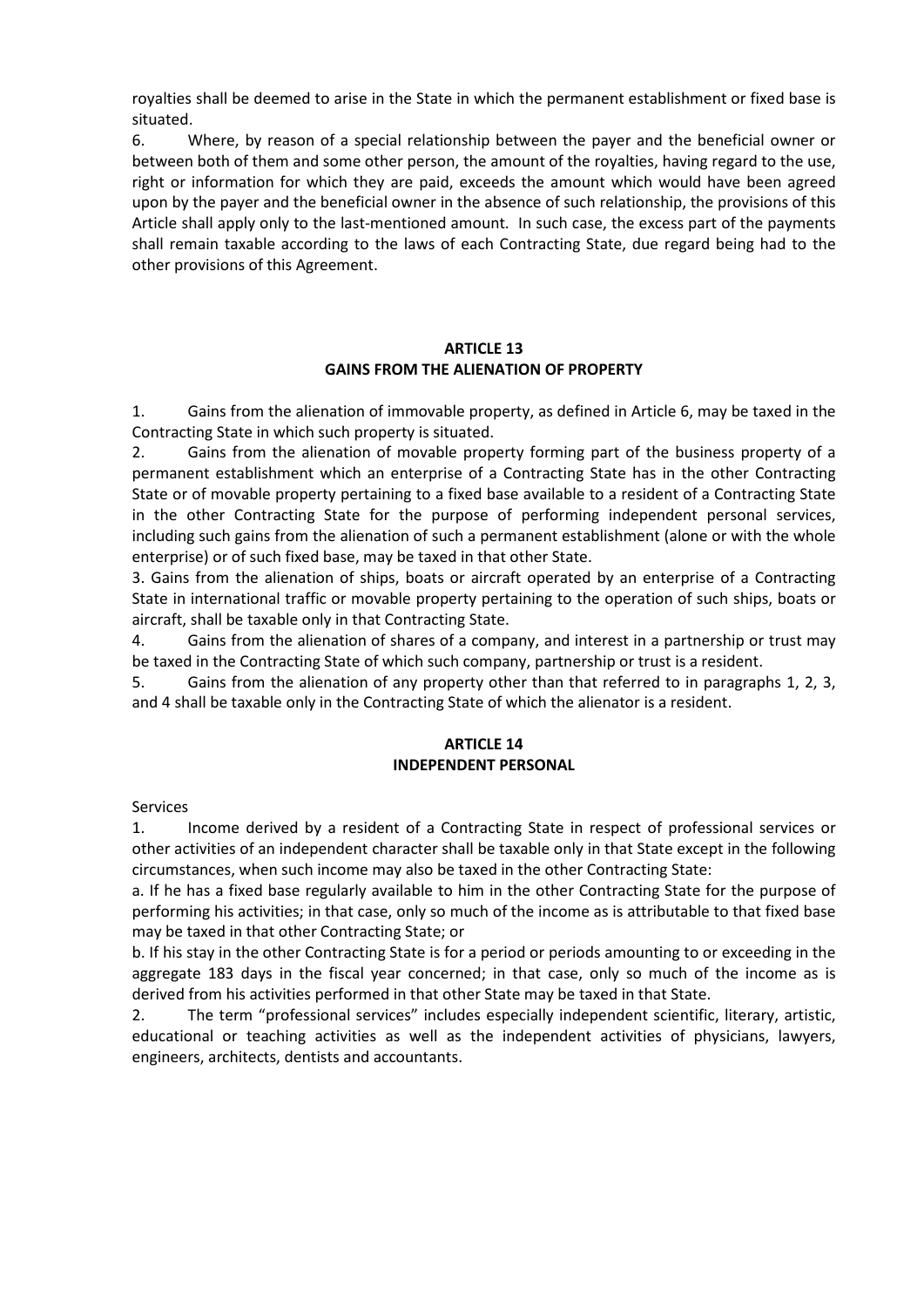royalties shall be deemed to arise in the State in which the permanent establishment or fixed base is situated.

6. Where, by reason of a special relationship between the payer and the beneficial owner or between both of them and some other person, the amount of the royalties, having regard to the use, right or information for which they are paid, exceeds the amount which would have been agreed upon by the payer and the beneficial owner in the absence of such relationship, the provisions of this Article shall apply only to the last-mentioned amount. In such case, the excess part of the payments shall remain taxable according to the laws of each Contracting State, due regard being had to the other provisions of this Agreement.

## ARTICLE 13
## GAINS FROM THE ALIENATION OF PROPERTY

1. Gains from the alienation of immovable property, as defined in Article 6, may be taxed in the Contracting State in which such property is situated.

2. Gains from the alienation of movable property forming part of the business property of a permanent establishment which an enterprise of a Contracting State has in the other Contracting State or of movable property pertaining to a fixed base available to a resident of a Contracting State in the other Contracting State for the purpose of performing independent personal services, including such gains from the alienation of such a permanent establishment (alone or with the whole enterprise) or of such fixed base, may be taxed in that other State.

3. Gains from the alienation of ships, boats or aircraft operated by an enterprise of a Contracting State in international traffic or movable property pertaining to the operation of such ships, boats or aircraft, shall be taxable only in that Contracting State.

4. Gains from the alienation of shares of a company, and interest in a partnership or trust may be taxed in the Contracting State of which such company, partnership or trust is a resident.

5. Gains from the alienation of any property other than that referred to in paragraphs 1, 2, 3, and 4 shall be taxable only in the Contracting State of which the alienator is a resident.

## ARTICLE 14
## INDEPENDENT PERSONAL

Services

1. Income derived by a resident of a Contracting State in respect of professional services or other activities of an independent character shall be taxable only in that State except in the following circumstances, when such income may also be taxed in the other Contracting State:

a. If he has a fixed base regularly available to him in the other Contracting State for the purpose of performing his activities; in that case, only so much of the income as is attributable to that fixed base may be taxed in that other Contracting State; or

b. If his stay in the other Contracting State is for a period or periods amounting to or exceeding in the aggregate 183 days in the fiscal year concerned; in that case, only so much of the income as is derived from his activities performed in that other State may be taxed in that State.

2. The term "professional services" includes especially independent scientific, literary, artistic, educational or teaching activities as well as the independent activities of physicians, lawyers, engineers, architects, dentists and accountants.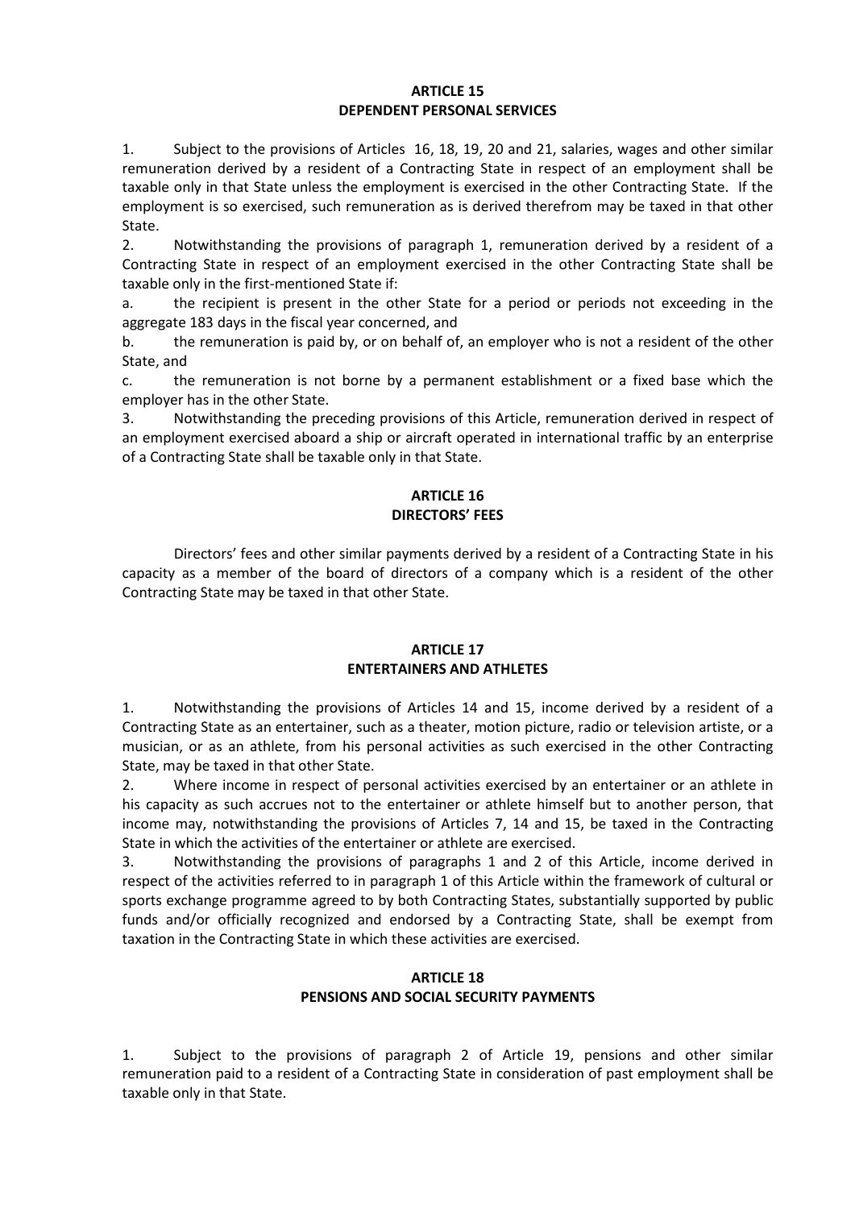## ARTICLE 15
## DEPENDENT PERSONAL SERVICES

1. Subject to the provisions of Articles 16, 18, 19, 20 and 21, salaries, wages and other similar remuneration derived by a resident of a Contracting State in respect of an employment shall be taxable only in that State unless the employment is exercised in the other Contracting State. If the employment is so exercised, such remuneration as is derived therefrom may be taxed in that other State.

2. Notwithstanding the provisions of paragraph 1, remuneration derived by a resident of a Contracting State in respect of an employment exercised in the other Contracting State shall be taxable only in the first-mentioned State if:

a. the recipient is present in the other State for a period or periods not exceeding in the aggregate 183 days in the fiscal year concerned, and

b. the remuneration is paid by, or on behalf of, an employer who is not a resident of the other State, and

c. the remuneration is not borne by a permanent establishment or a fixed base which the employer has in the other State.

3. Notwithstanding the preceding provisions of this Article, remuneration derived in respect of an employment exercised aboard a ship or aircraft operated in international traffic by an enterprise of a Contracting State shall be taxable only in that State.

## ARTICLE 16
## DIRECTORS' FEES

Directors' fees and other similar payments derived by a resident of a Contracting State in his capacity as a member of the board of directors of a company which is a resident of the other Contracting State may be taxed in that other State.

## ARTICLE 17
## ENTERTAINERS AND ATHLETES

1. Notwithstanding the provisions of Articles 14 and 15, income derived by a resident of a Contracting State as an entertainer, such as a theater, motion picture, radio or television artiste, or a musician, or as an athlete, from his personal activities as such exercised in the other Contracting State, may be taxed in that other State.

2. Where income in respect of personal activities exercised by an entertainer or an athlete in his capacity as such accrues not to the entertainer or athlete himself but to another person, that income may, notwithstanding the provisions of Articles 7, 14 and 15, be taxed in the Contracting State in which the activities of the entertainer or athlete are exercised.

3. Notwithstanding the provisions of paragraphs 1 and 2 of this Article, income derived in respect of the activities referred to in paragraph 1 of this Article within the framework of cultural or sports exchange programme agreed to by both Contracting States, substantially supported by public funds and/or officially recognized and endorsed by a Contracting State, shall be exempt from taxation in the Contracting State in which these activities are exercised.

## ARTICLE 18
## PENSIONS AND SOCIAL SECURITY PAYMENTS

1. Subject to the provisions of paragraph 2 of Article 19, pensions and other similar remuneration paid to a resident of a Contracting State in consideration of past employment shall be taxable only in that State.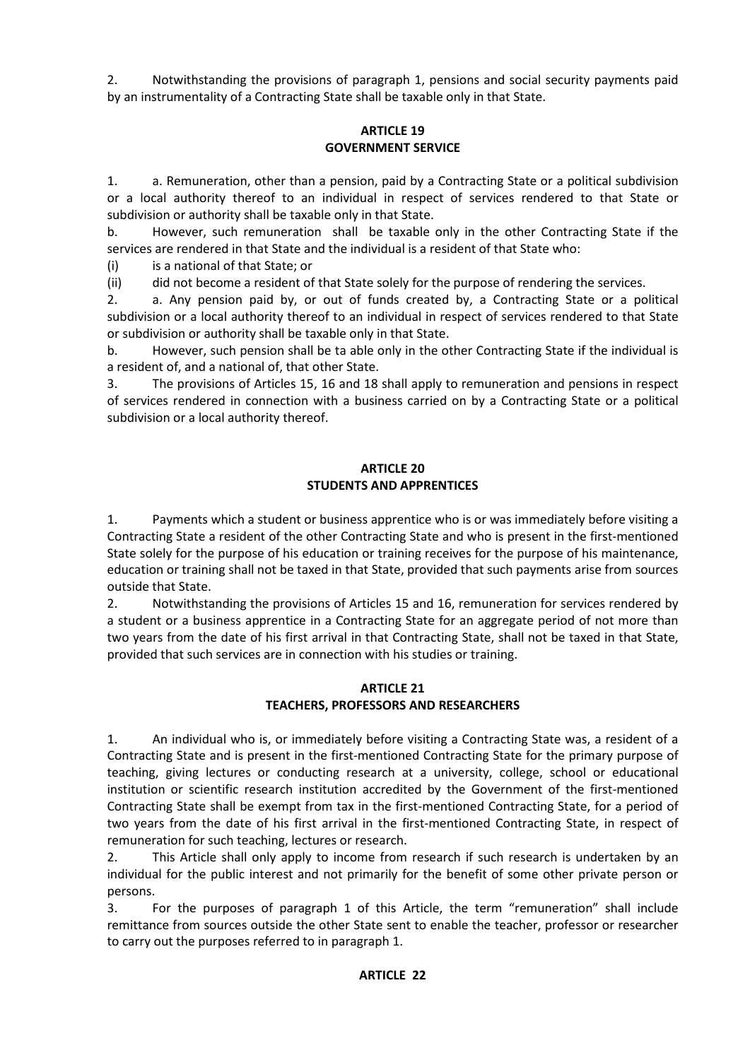2. Notwithstanding the provisions of paragraph 1, pensions and social security payments paid by an instrumentality of a Contracting State shall be taxable only in that State.

## ARTICLE 19
## GOVERNMENT SERVICE

1. a. Remuneration, other than a pension, paid by a Contracting State or a political subdivision or a local authority thereof to an individual in respect of services rendered to that State or subdivision or authority shall be taxable only in that State.

b. However, such remuneration shall be taxable only in the other Contracting State if the services are rendered in that State and the individual is a resident of that State who:

(i) is a national of that State; or

(ii) did not become a resident of that State solely for the purpose of rendering the services.

2. a. Any pension paid by, or out of funds created by, a Contracting State or a political subdivision or a local authority thereof to an individual in respect of services rendered to that State or subdivision or authority shall be taxable only in that State.

b. However, such pension shall be ta able only in the other Contracting State if the individual is a resident of, and a national of, that other State.

3. The provisions of Articles 15, 16 and 18 shall apply to remuneration and pensions in respect of services rendered in connection with a business carried on by a Contracting State or a political subdivision or a local authority thereof.

## ARTICLE 20
## STUDENTS AND APPRENTICES

1. Payments which a student or business apprentice who is or was immediately before visiting a Contracting State a resident of the other Contracting State and who is present in the first-mentioned State solely for the purpose of his education or training receives for the purpose of his maintenance, education or training shall not be taxed in that State, provided that such payments arise from sources outside that State.

2. Notwithstanding the provisions of Articles 15 and 16, remuneration for services rendered by a student or a business apprentice in a Contracting State for an aggregate period of not more than two years from the date of his first arrival in that Contracting State, shall not be taxed in that State, provided that such services are in connection with his studies or training.

## ARTICLE 21
## TEACHERS, PROFESSORS AND RESEARCHERS

1. An individual who is, or immediately before visiting a Contracting State was, a resident of a Contracting State and is present in the first-mentioned Contracting State for the primary purpose of teaching, giving lectures or conducting research at a university, college, school or educational institution or scientific research institution accredited by the Government of the first-mentioned Contracting State shall be exempt from tax in the first-mentioned Contracting State, for a period of two years from the date of his first arrival in the first-mentioned Contracting State, in respect of remuneration for such teaching, lectures or research.

2. This Article shall only apply to income from research if such research is undertaken by an individual for the public interest and not primarily for the benefit of some other private person or persons.

3. For the purposes of paragraph 1 of this Article, the term "remuneration" shall include remittance from sources outside the other State sent to enable the teacher, professor or researcher to carry out the purposes referred to in paragraph 1.

## ARTICLE 22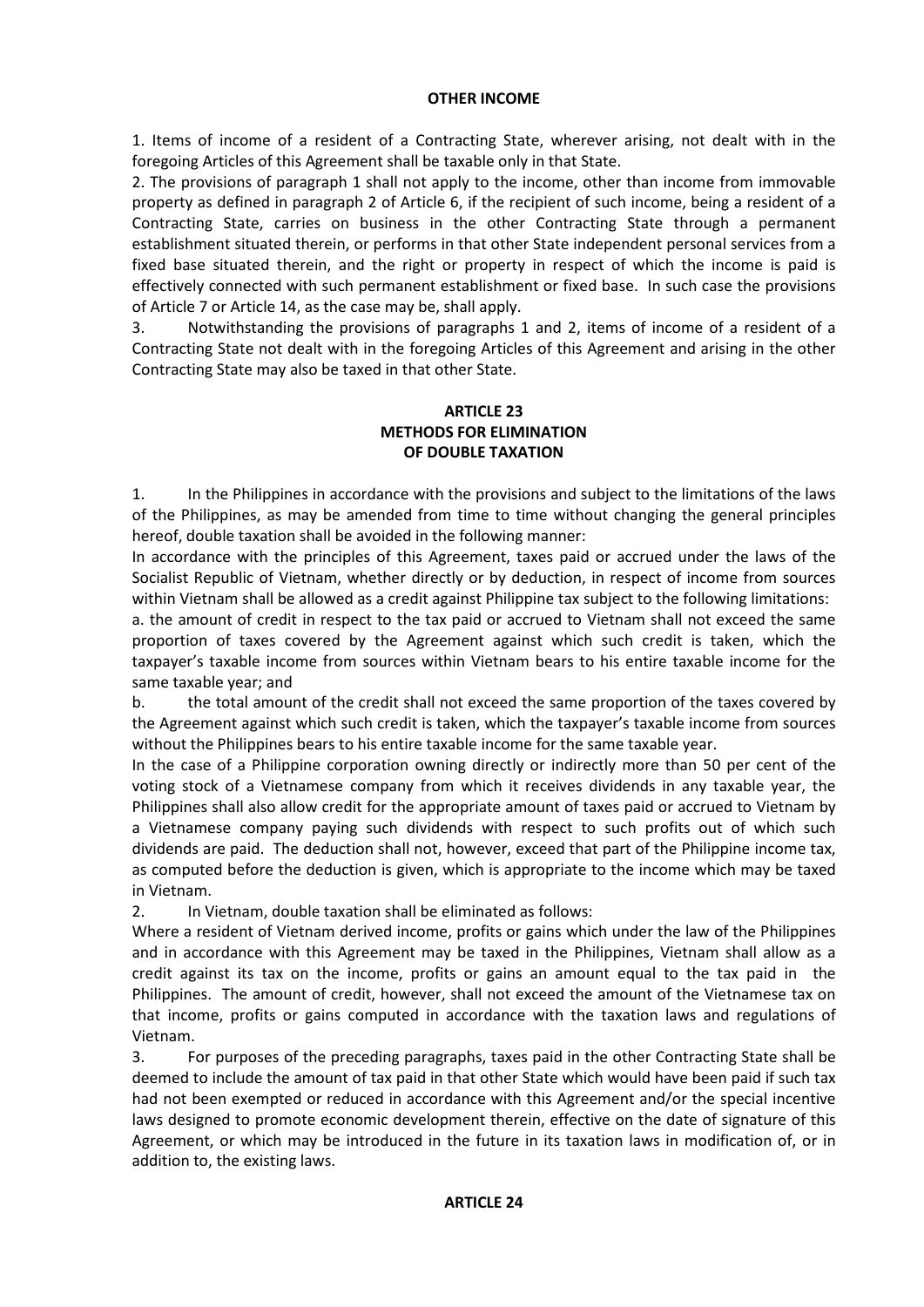**OTHER INCOME**

1. Items of income of a resident of a Contracting State, wherever arising, not dealt with in the foregoing Articles of this Agreement shall be taxable only in that State.

2. The provisions of paragraph 1 shall not apply to the income, other than income from immovable property as defined in paragraph 2 of Article 6, if the recipient of such income, being a resident of a Contracting State, carries on business in the other Contracting State through a permanent establishment situated therein, or performs in that other State independent personal services from a fixed base situated therein, and the right or property in respect of which the income is paid is effectively connected with such permanent establishment or fixed base. In such case the provisions of Article 7 or Article 14, as the case may be, shall apply.

3. Notwithstanding the provisions of paragraphs 1 and 2, items of income of a resident of a Contracting State not dealt with in the foregoing Articles of this Agreement and arising in the other Contracting State may also be taxed in that other State.

## ARTICLE 23
## METHODS FOR ELIMINATION OF DOUBLE TAXATION

1. In the Philippines in accordance with the provisions and subject to the limitations of the laws of the Philippines, as may be amended from time to time without changing the general principles hereof, double taxation shall be avoided in the following manner:

In accordance with the principles of this Agreement, taxes paid or accrued under the laws of the Socialist Republic of Vietnam, whether directly or by deduction, in respect of income from sources within Vietnam shall be allowed as a credit against Philippine tax subject to the following limitations:

a. the amount of credit in respect to the tax paid or accrued to Vietnam shall not exceed the same proportion of taxes covered by the Agreement against which such credit is taken, which the taxpayer's taxable income from sources within Vietnam bears to his entire taxable income for the same taxable year; and

b. the total amount of the credit shall not exceed the same proportion of the taxes covered by the Agreement against which such credit is taken, which the taxpayer's taxable income from sources without the Philippines bears to his entire taxable income for the same taxable year.

In the case of a Philippine corporation owning directly or indirectly more than 50 per cent of the voting stock of a Vietnamese company from which it receives dividends in any taxable year, the Philippines shall also allow credit for the appropriate amount of taxes paid or accrued to Vietnam by a Vietnamese company paying such dividends with respect to such profits out of which such dividends are paid. The deduction shall not, however, exceed that part of the Philippine income tax, as computed before the deduction is given, which is appropriate to the income which may be taxed in Vietnam.

2. In Vietnam, double taxation shall be eliminated as follows:

Where a resident of Vietnam derived income, profits or gains which under the law of the Philippines and in accordance with this Agreement may be taxed in the Philippines, Vietnam shall allow as a credit against its tax on the income, profits or gains an amount equal to the tax paid in the Philippines. The amount of credit, however, shall not exceed the amount of the Vietnamese tax on that income, profits or gains computed in accordance with the taxation laws and regulations of Vietnam.

3. For purposes of the preceding paragraphs, taxes paid in the other Contracting State shall be deemed to include the amount of tax paid in that other State which would have been paid if such tax had not been exempted or reduced in accordance with this Agreement and/or the special incentive laws designed to promote economic development therein, effective on the date of signature of this Agreement, or which may be introduced in the future in its taxation laws in modification of, or in addition to, the existing laws.

## ARTICLE 24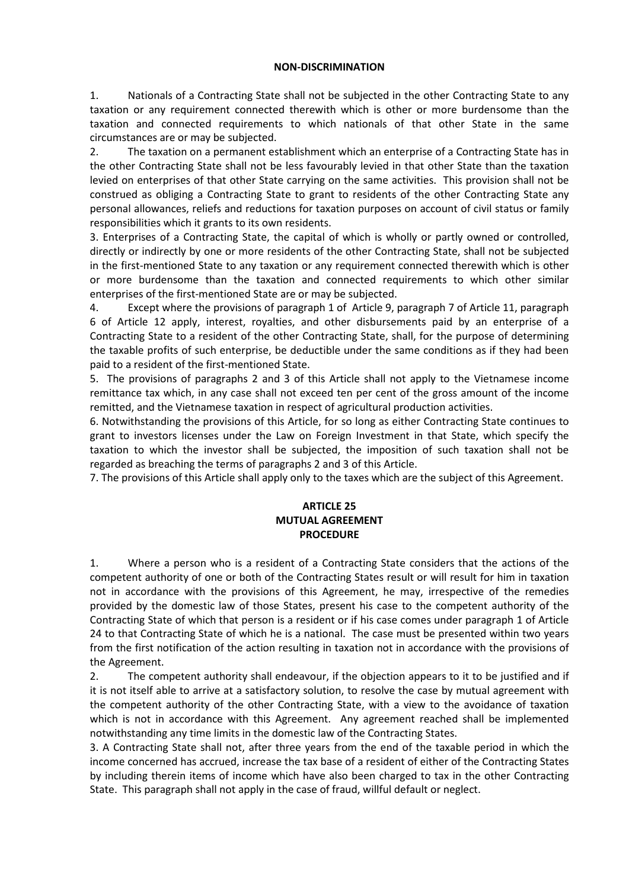**NON-DISCRIMINATION**

1. Nationals of a Contracting State shall not be subjected in the other Contracting State to any taxation or any requirement connected therewith which is other or more burdensome than the taxation and connected requirements to which nationals of that other State in the same circumstances are or may be subjected.

2. The taxation on a permanent establishment which an enterprise of a Contracting State has in the other Contracting State shall not be less favourably levied in that other State than the taxation levied on enterprises of that other State carrying on the same activities. This provision shall not be construed as obliging a Contracting State to grant to residents of the other Contracting State any personal allowances, reliefs and reductions for taxation purposes on account of civil status or family responsibilities which it grants to its own residents.

3. Enterprises of a Contracting State, the capital of which is wholly or partly owned or controlled, directly or indirectly by one or more residents of the other Contracting State, shall not be subjected in the first-mentioned State to any taxation or any requirement connected therewith which is other or more burdensome than the taxation and connected requirements to which other similar enterprises of the first-mentioned State are or may be subjected.

4. Except where the provisions of paragraph 1 of Article 9, paragraph 7 of Article 11, paragraph 6 of Article 12 apply, interest, royalties, and other disbursements paid by an enterprise of a Contracting State to a resident of the other Contracting State, shall, for the purpose of determining the taxable profits of such enterprise, be deductible under the same conditions as if they had been paid to a resident of the first-mentioned State.

5. The provisions of paragraphs 2 and 3 of this Article shall not apply to the Vietnamese income remittance tax which, in any case shall not exceed ten per cent of the gross amount of the income remitted, and the Vietnamese taxation in respect of agricultural production activities.

6. Notwithstanding the provisions of this Article, for so long as either Contracting State continues to grant to investors licenses under the Law on Foreign Investment in that State, which specify the taxation to which the investor shall be subjected, the imposition of such taxation shall not be regarded as breaching the terms of paragraphs 2 and 3 of this Article.

7. The provisions of this Article shall apply only to the taxes which are the subject of this Agreement.

## ARTICLE 25
## MUTUAL AGREEMENT
## PROCEDURE

1. Where a person who is a resident of a Contracting State considers that the actions of the competent authority of one or both of the Contracting States result or will result for him in taxation not in accordance with the provisions of this Agreement, he may, irrespective of the remedies provided by the domestic law of those States, present his case to the competent authority of the Contracting State of which that person is a resident or if his case comes under paragraph 1 of Article 24 to that Contracting State of which he is a national. The case must be presented within two years from the first notification of the action resulting in taxation not in accordance with the provisions of the Agreement.

2. The competent authority shall endeavour, if the objection appears to it to be justified and if it is not itself able to arrive at a satisfactory solution, to resolve the case by mutual agreement with the competent authority of the other Contracting State, with a view to the avoidance of taxation which is not in accordance with this Agreement. Any agreement reached shall be implemented notwithstanding any time limits in the domestic law of the Contracting States.

3. A Contracting State shall not, after three years from the end of the taxable period in which the income concerned has accrued, increase the tax base of a resident of either of the Contracting States by including therein items of income which have also been charged to tax in the other Contracting State. This paragraph shall not apply in the case of fraud, willful default or neglect.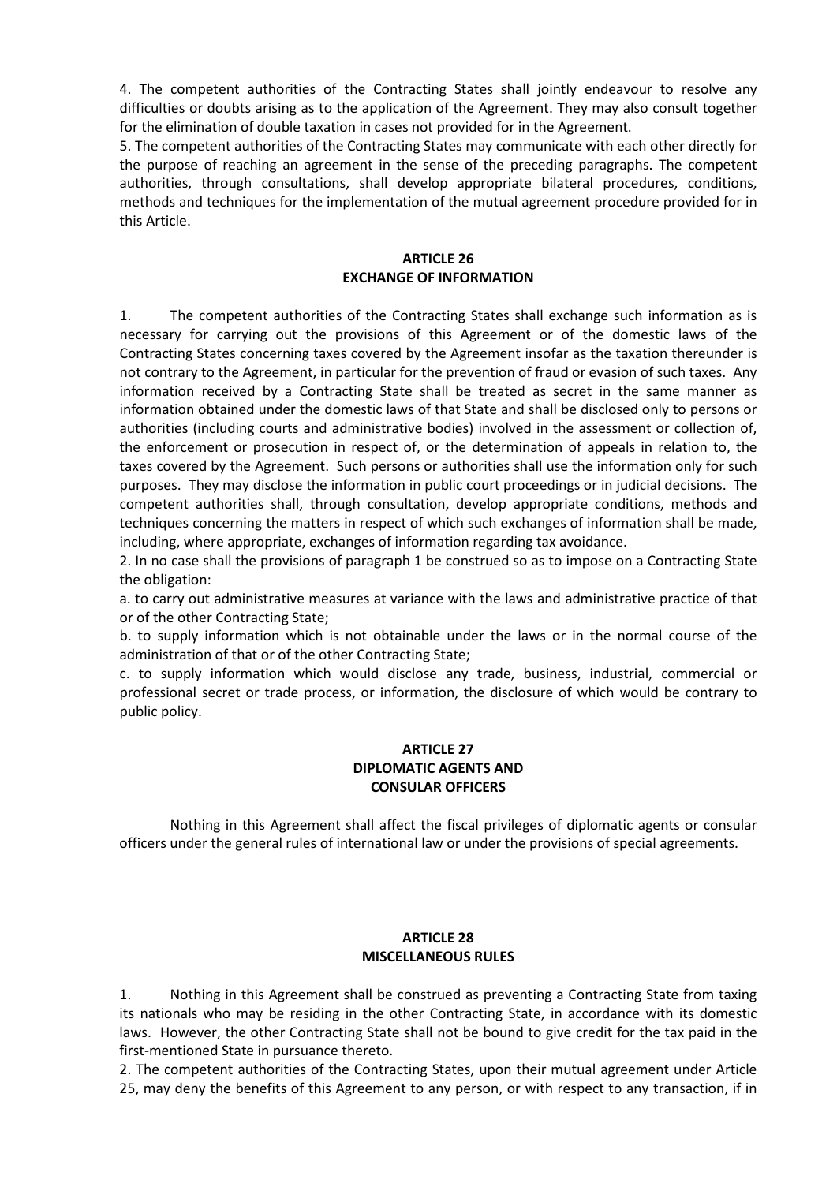4. The competent authorities of the Contracting States shall jointly endeavour to resolve any difficulties or doubts arising as to the application of the Agreement. They may also consult together for the elimination of double taxation in cases not provided for in the Agreement.

5. The competent authorities of the Contracting States may communicate with each other directly for the purpose of reaching an agreement in the sense of the preceding paragraphs. The competent authorities, through consultations, shall develop appropriate bilateral procedures, conditions, methods and techniques for the implementation of the mutual agreement procedure provided for in this Article.

## ARTICLE 26
## EXCHANGE OF INFORMATION

1. The competent authorities of the Contracting States shall exchange such information as is necessary for carrying out the provisions of this Agreement or of the domestic laws of the Contracting States concerning taxes covered by the Agreement insofar as the taxation thereunder is not contrary to the Agreement, in particular for the prevention of fraud or evasion of such taxes. Any information received by a Contracting State shall be treated as secret in the same manner as information obtained under the domestic laws of that State and shall be disclosed only to persons or authorities (including courts and administrative bodies) involved in the assessment or collection of, the enforcement or prosecution in respect of, or the determination of appeals in relation to, the taxes covered by the Agreement. Such persons or authorities shall use the information only for such purposes. They may disclose the information in public court proceedings or in judicial decisions. The competent authorities shall, through consultation, develop appropriate conditions, methods and techniques concerning the matters in respect of which such exchanges of information shall be made, including, where appropriate, exchanges of information regarding tax avoidance.

2. In no case shall the provisions of paragraph 1 be construed so as to impose on a Contracting State the obligation:

a. to carry out administrative measures at variance with the laws and administrative practice of that or of the other Contracting State;

b. to supply information which is not obtainable under the laws or in the normal course of the administration of that or of the other Contracting State;

c. to supply information which would disclose any trade, business, industrial, commercial or professional secret or trade process, or information, the disclosure of which would be contrary to public policy.

## ARTICLE 27
## DIPLOMATIC AGENTS AND CONSULAR OFFICERS

Nothing in this Agreement shall affect the fiscal privileges of diplomatic agents or consular officers under the general rules of international law or under the provisions of special agreements.

## ARTICLE 28
## MISCELLANEOUS RULES

1. Nothing in this Agreement shall be construed as preventing a Contracting State from taxing its nationals who may be residing in the other Contracting State, in accordance with its domestic laws. However, the other Contracting State shall not be bound to give credit for the tax paid in the first-mentioned State in pursuance thereto.

2. The competent authorities of the Contracting States, upon their mutual agreement under Article 25, may deny the benefits of this Agreement to any person, or with respect to any transaction, if in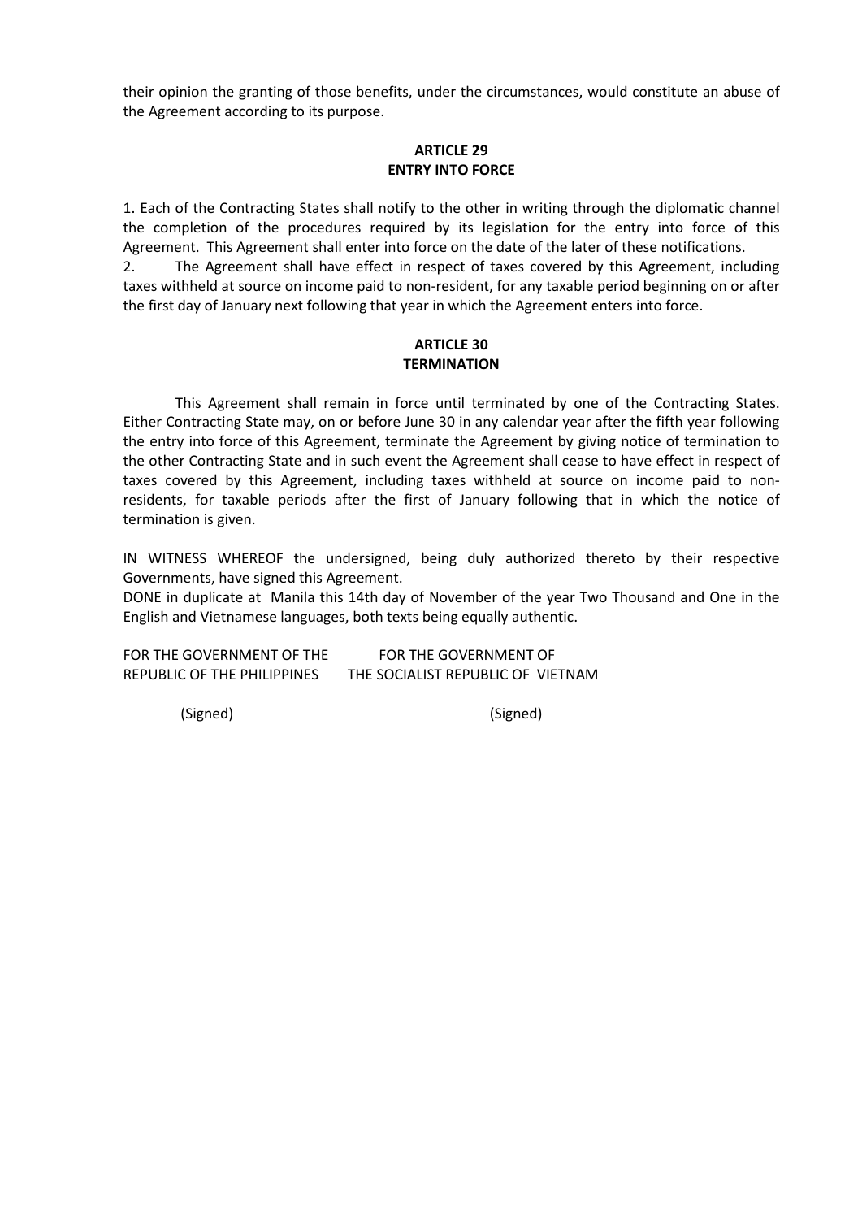their opinion the granting of those benefits, under the circumstances, would constitute an abuse of the Agreement according to its purpose.

## ARTICLE 29
## ENTRY INTO FORCE

1. Each of the Contracting States shall notify to the other in writing through the diplomatic channel the completion of the procedures required by its legislation for the entry into force of this Agreement. This Agreement shall enter into force on the date of the later of these notifications.

2. The Agreement shall have effect in respect of taxes covered by this Agreement, including taxes withheld at source on income paid to non-resident, for any taxable period beginning on or after the first day of January next following that year in which the Agreement enters into force.

## ARTICLE 30
## TERMINATION

This Agreement shall remain in force until terminated by one of the Contracting States. Either Contracting State may, on or before June 30 in any calendar year after the fifth year following the entry into force of this Agreement, terminate the Agreement by giving notice of termination to the other Contracting State and in such event the Agreement shall cease to have effect in respect of taxes covered by this Agreement, including taxes withheld at source on income paid to non-residents, for taxable periods after the first of January following that in which the notice of termination is given.

IN WITNESS WHEREOF the undersigned, being duly authorized thereto by their respective Governments, have signed this Agreement.

DONE in duplicate at Manila this 14th day of November of the year Two Thousand and One in the English and Vietnamese languages, both texts being equally authentic.

| | |
|---|---|
| FOR THE GOVERNMENT OF THE REPUBLIC OF THE PHILIPPINES | FOR THE GOVERNMENT OF THE SOCIALIST REPUBLIC OF VIETNAM |
| (Signed) | (Signed) |